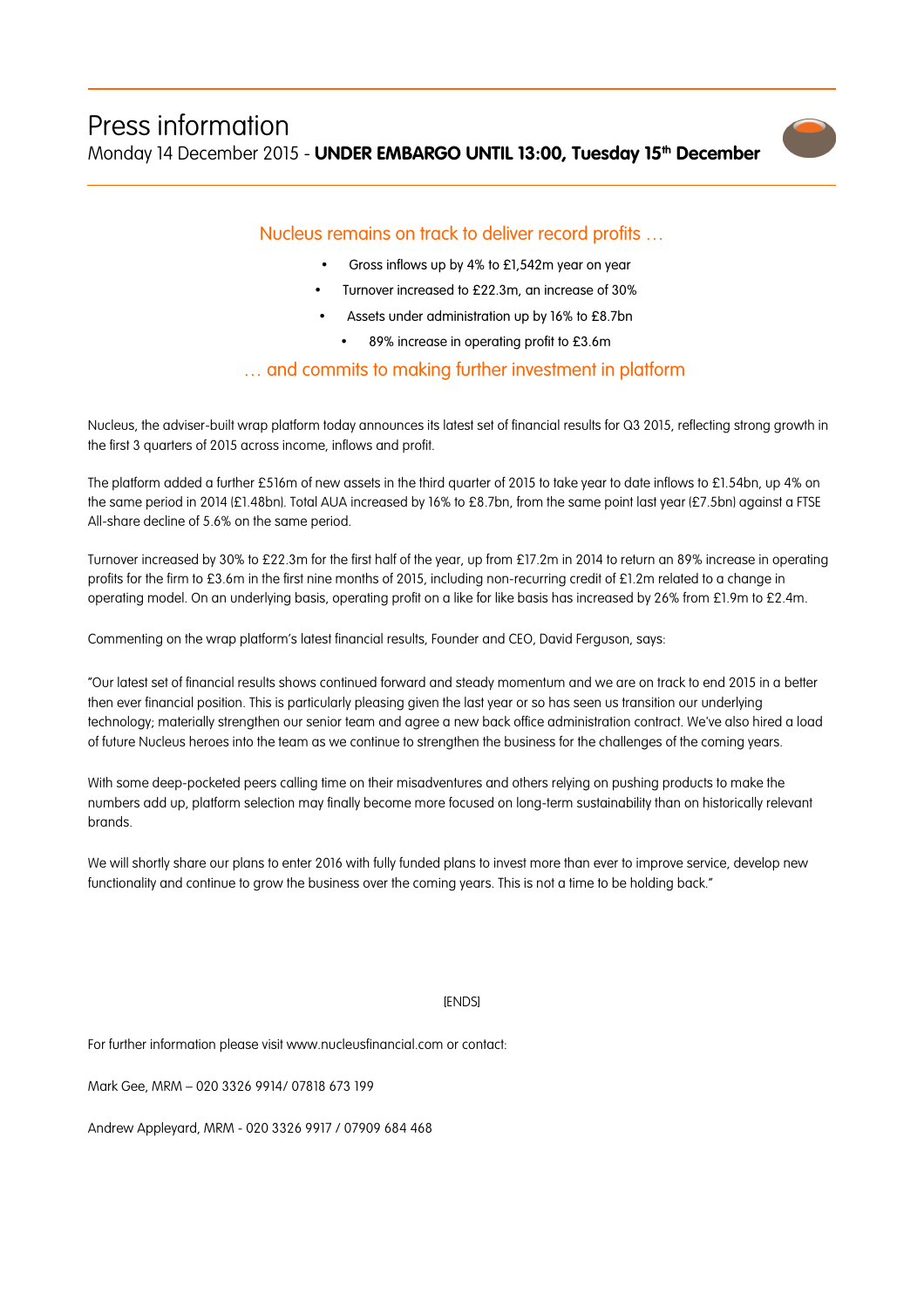# Press information

Monday 14 December 2015 - **UNDER EMBARGO UNTIL 13:00, Tuesday 15th December**

## Nucleus remains on track to deliver record profits …

- Gross inflows up by 4% to £1,542m year on year
- Turnover increased to £22.3m, an increase of 30%
- Assets under administration up by 16% to £8.7bn
- 89% increase in operating profit to £3.6m

## … and commits to making further investment in platform

Nucleus, the adviser-built wrap platform today announces its latest set of financial results for Q3 2015, reflecting strong growth in the first 3 quarters of 2015 across income, inflows and profit.

The platform added a further £516m of new assets in the third quarter of 2015 to take year to date inflows to £1.54bn, up 4% on the same period in 2014 (£1.48bn). Total AUA increased by 16% to £8.7bn, from the same point last year (£7.5bn) against a FTSE All-share decline of 5.6% on the same period.

Turnover increased by 30% to £22.3m for the first half of the year, up from £17.2m in 2014 to return an 89% increase in operating profits for the firm to £3.6m in the first nine months of 2015, including non-recurring credit of £1.2m related to a change in operating model. On an underlying basis, operating profit on a like for like basis has increased by 26% from £1.9m to £2.4m.

Commenting on the wrap platform's latest financial results, Founder and CEO, David Ferguson, says:

"Our latest set of financial results shows continued forward and steady momentum and we are on track to end 2015 in a better then ever financial position. This is particularly pleasing given the last year or so has seen us transition our underlying technology; materially strengthen our senior team and agree a new back office administration contract. We've also hired a load of future Nucleus heroes into the team as we continue to strengthen the business for the challenges of the coming years.

With some deep-pocketed peers calling time on their misadventures and others relying on pushing products to make the numbers add up, platform selection may finally become more focused on long-term sustainability than on historically relevant brands.

We will shortly share our plans to enter 2016 with fully funded plans to invest more than ever to improve service, develop new functionality and continue to grow the business over the coming years. This is not a time to be holding back."

[ENDS]

For further information please visit www.nucleusfinancial.com or contact:

Mark Gee, MRM – 020 3326 9914/ 07818 673 199

Andrew Appleyard, MRM - 020 3326 9917 / 07909 684 468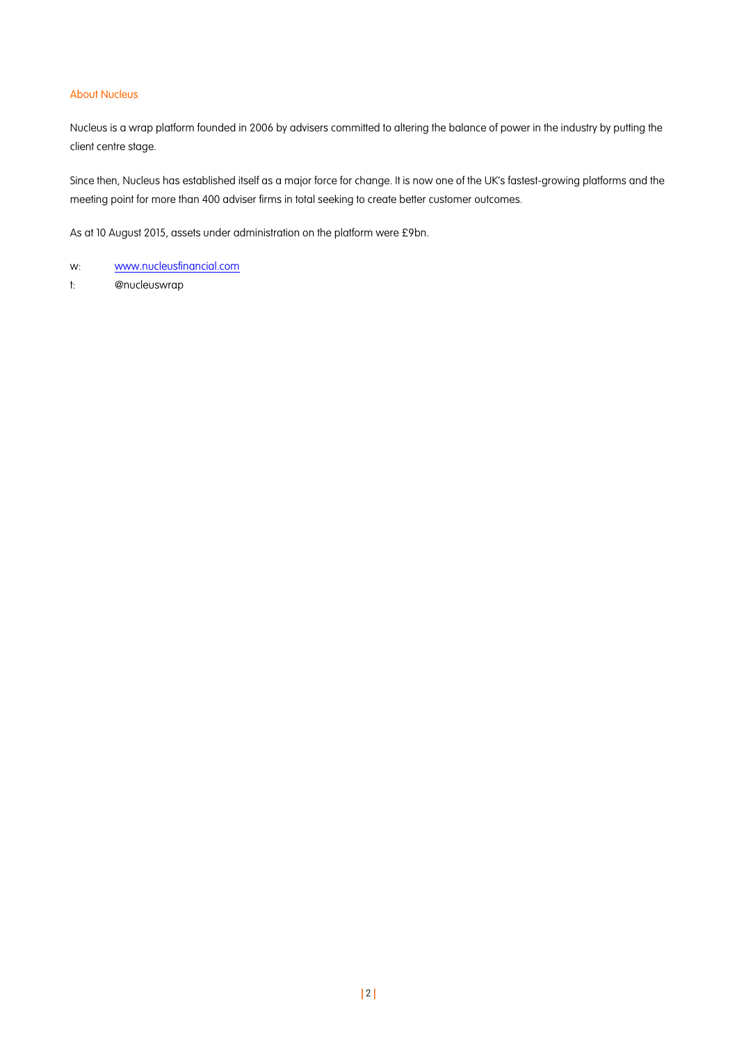## About Nucleus

Nucleus is a wrap platform founded in 2006 by advisers committed to altering the balance of power in the industry by putting the client centre stage.

Since then, Nucleus has established itself as a major force for change. It is now one of the UK's fastest-growing platforms and the meeting point for more than 400 adviser firms in total seeking to create better customer outcomes.

As at 10 August 2015, assets under administration on the platform were £9bn.

w: www.nucleusfinancial.com

t: @nucleuswrap